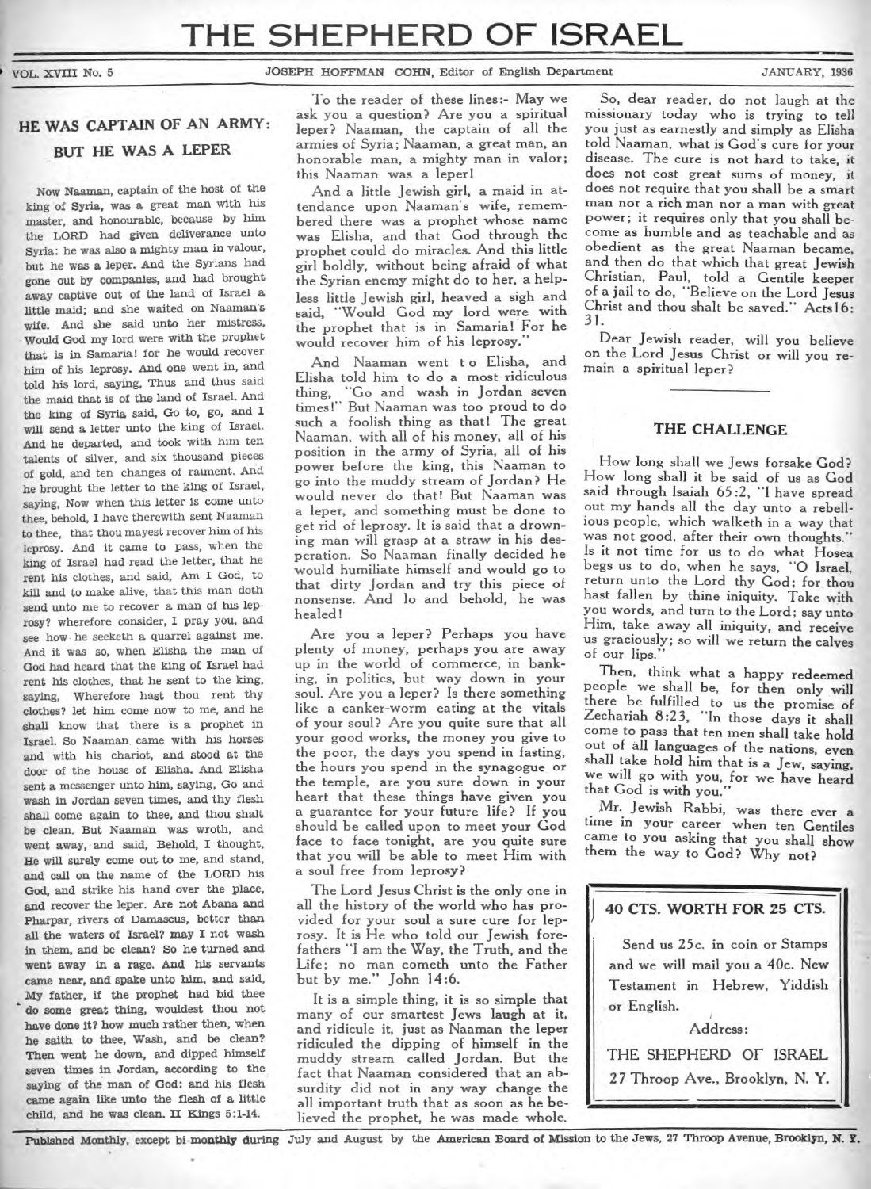# THE SHEPHERD OF ISRAEL

VOL. XVIII No. 5 — JOSEPH HOFFMAN COHN, Editor of English Department — JANUARY, 1936

## HE WAS CAPTAIN OF AN ARMY: BUT HE WAS A LEPER

Now Naaman, captain of the host of the king of Syria, was a great man with his master, and honourable, because by him the LORD had given deliverance unto Syria: he was also a mighty man in valour, but he was a leper. And the Syrians had gone out by companies, and had brought away captive out of the land of Israel a little maid; and she waited on Naaman's wife. And she said unto her mistress, Would God my lord were with the prophet that is in Samaria! for he would recover him of his leprosy. And one went in, and told his lord, saying, Thus and thus said the maid that is of the land of Israel. And the king of Syria said, Go to, go, and I will send a letter unto the king of Israel. And he departed, and took with him ten talents of silver, and six thousand pieces of gold, and ten changes of raiment. And he brought the letter to the king of Israel, saying, Now when this letter is come unto thee, behold, I have therewith sent Naaman to thee, that thou mayest recover him of his leprosy. And it came to pass, when the king of Israel had read the letter, that he rent his clothes, and said, Am I God, to kill and to make alive, that this man doth send unto me to recover a man of his leprosy? wherefore consider, I pray you, and see how he seeketh a quarrel against me. And it was so, when Elisha the man of God had heard that the king of Israel had rent his clothes, that he sent to the king, saying, Wherefore hast thou rent thy clothes? let him come now to me, and he shall know that there is a prophet in Israel. So Naaman came with his horses and with his chariot, and stood at the door of the house of Elisha. And Elisha sent a messenger unto him, saying, Go and wash in Jordan seven times, and thy flesh shall come again to thee, and thou shalt be clean. But Naaman was wroth, and went away, and said, Behold, I thought, He will surely come out to me, and stand, and call on the name of the LORD his God, and strike his hand over the place, and recover the leper. Are not Abana and Pharpar, rivers of Damascus, better than all the waters of Israel? may I not wash in them, and be clean? So he turned and went away in a rage. And his servants came near, and spake unto him, and said, My father, if the prophet had bid thee do some great thing, wouldest thou not have done it? how much rather then, when he saith to thee, Wash, and be clean? Then went he down, and dipped himself seven times in Jordan, according to the saying of the man of God: and his flesh came again like unto the flesh of a little child, and he was clean. II Kings 5:1-14.

To the reader of these lines:- May we ask you a question? Are you a spiritual leper? Naaman, the captain of all the armies of Syria; Naaman, a great man, an honorable man, a mighty man in valor; this Naaman was a leper!

And a little Jewish girl, a maid in attendance upon Naaman's wife, remembered there was a prophet whose name was Elisha, and that God through the prophet could do miracles. And this little girl boldly, without being afraid of what the Syrian enemy might do to her, a helpless little Jewish girl, heaved a sigh and said, "Would God my lord were with the prophet that is in Samaria! For he would recover him of his leprosy."

And Naaman went to Elisha, and Elisha told him to do a most ridiculous thing, "Go and wash in Jordan seven times!" But Naaman was too proud to do such a foolish thing as that! The great Naaman, with all of his money, all of his position in the army of Syria, all of his power before the king, this Naaman to go into the muddy stream of Jordan? He would never do that! But Naaman was a leper, and something must be done to get rid of leprosy. It is said that a drowning man will grasp at a straw in his desperation. So Naaman finally decided he would humiliate himself and would go to that dirty Jordan and try this piece of nonsense. And lo and behold, he was healed!

Are you a leper? Perhaps you have plenty of money, perhaps you are away up in the world of commerce, in banking, in politics, but way down in your soul. Are you a leper? Is there something like a canker-worm eating at the vitals of your soul? Are you quite sure that all your good works, the money you give to the poor, the days you spend in fasting, the hours you spend in the synagogue or the temple, are you sure down in your heart that these things have given you a guarantee for your future life? If you should be called upon to meet your God face to face tonight, are you quite sure that you will be able to meet Him with a soul free from leprosy?

The Lord Jesus Christ is the only one in all the history of the world who has provided for your soul a sure cure for leprosy. It is He who told our Jewish forefathers "I am the Way, the Truth, and the Life; no man cometh unto the Father but by me." John 14:6.

It is a simple thing, it is so simple that many of our smartest Jews laugh at it, and ridicule it, just as Naaman the leper ridiculed the dipping of himself in the muddy stream called Jordan. But the fact that Naaman considered that an absurdity did not in any way change the all important truth that as soon as he believed the prophet, he was made whole.

So, dear reader, do not laugh at the missionary today who is trying to tell you just as earnestly and simply as Elisha told Naaman, what is God's cure for your disease. The cure is not hard to take, it does not cost great sums of money, it does not require that you shall be a smart man nor a rich man nor a man with great power; it requires only that you shall become as humble and as teachable and as obedient as the great Naaman became, and then do that which that great Jewish Christian, Paul, told a Gentile keeper of a jail to do, "Believe on the Lord Jesus Christ and thou shalt be saved." Acts16:31.

Dear Jewish reader, will you believe on the Lord Jesus Christ or will you remain a spiritual leper?

## THE CHALLENGE

How long shall we Jews forsake God? How long shall it be said of us as God said through Isaiah 65:2, "I have spread out my hands all the day unto a rebellious people, which walketh in a way that was not good, after their own thoughts." Is it not time for us to do what Hosea begs us to do, when he says, "O Israel, return unto the Lord thy God; for thou hast fallen by thine iniquity. Take with you words, and turn to the Lord; say unto Him, take away all iniquity, and receive us graciously; so will we return the calves of our lips."

Then, think what a happy redeemed people we shall be, for then only will there be fulfilled to us the promise of Zechariah 8:23, "In those days it shall come to pass that ten men shall take hold out of all languages of the nations, even shall take hold him that is a Jew, saying, we will go with you, for we have heard that God is with you."

Mr. Jewish Rabbi, was there ever a time in your career when ten Gentiles came to you asking that you shall show them the way to God? Why not?

---

**40 CTS. WORTH FOR 25 CTS.**

Send us 25c. in coin or Stamps and we will mail you a 40c. New Testament in Hebrew, Yiddish or English.

Address:

THE SHEPHERD OF ISRAEL
27 Throop Ave., Brooklyn, N. Y.

---

Published Monthly, except bi-monthly during July and August by the American Board of Mission to the Jews, 27 Throop Avenue, Brooklyn, N. Y.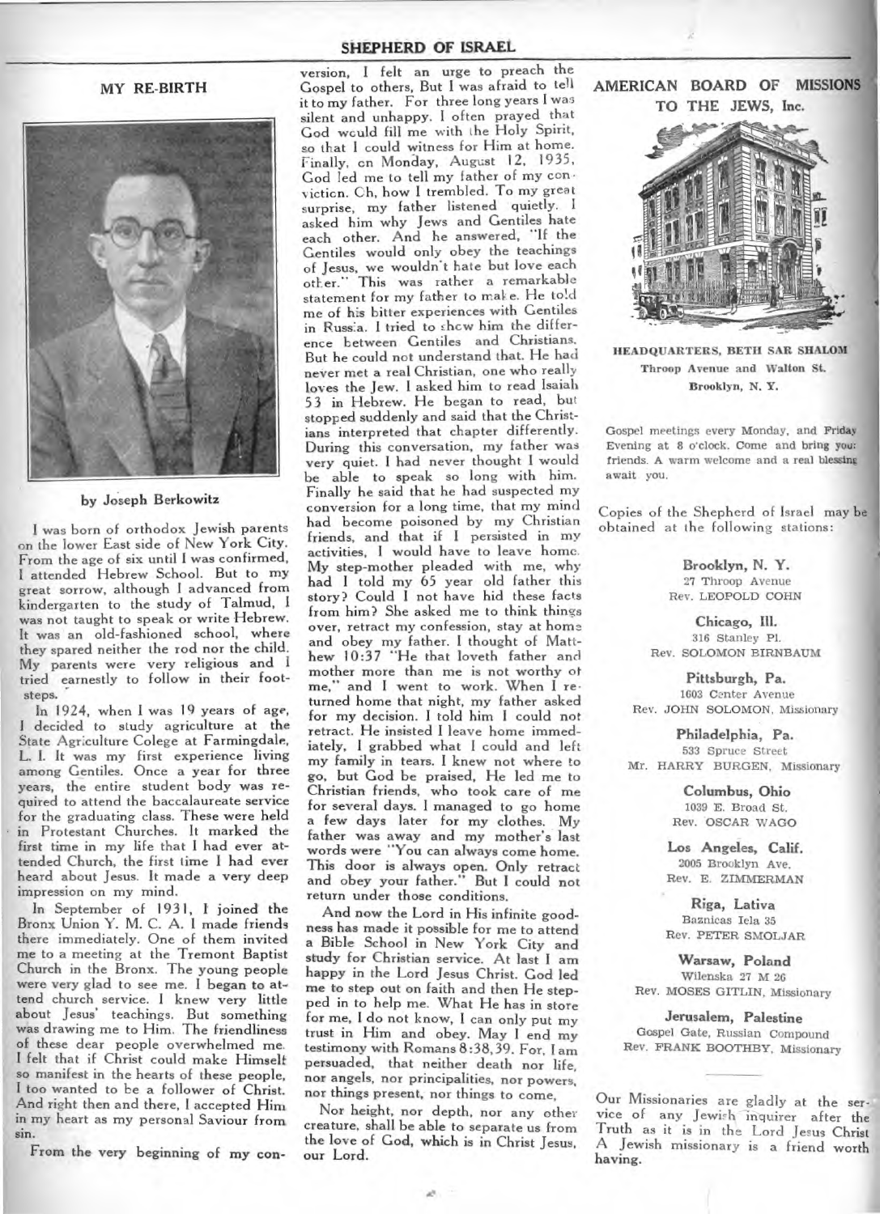## MY RE-BIRTH

by Joseph Berkowitz

I was born of orthodox Jewish parents on the lower East side of New York City. From the age of six until I was confirmed, I attended Hebrew School. But to my great sorrow, although I advanced from kindergarten to the study of Talmud, I was not taught to speak or write Hebrew. It was an old-fashioned school, where they spared neither the rod nor the child. My parents were very religious and I tried earnestly to follow in their footsteps.

In 1924, when I was 19 years of age, I decided to study agriculture at the State Agriculture Colege at Farmingdale, L. I. It was my first experience living among Gentiles. Once a year for three years, the entire student body was required to attend the baccalaureate service for the graduating class. These were held in Protestant Churches. It marked the first time in my life that I had ever attended Church, the first time I had ever heard about Jesus. It made a very deep impression on my mind.

In September of 1931, I joined the Bronx Union Y. M. C. A. I made friends there immediately. One of them invited me to a meeting at the Tremont Baptist Church in the Bronx. The young people were very glad to see me. I began to attend church service. I knew very little about Jesus' teachings. But something was drawing me to Him. The friendliness of these dear people overwhelmed me. I felt that if Christ could make Himself so manifest in the hearts of these people, I too wanted to be a follower of Christ. And right then and there, I accepted Him in my heart as my personal Saviour from sin.

From the very beginning of my conversion, I felt an urge to preach the Gospel to others, But I was afraid to tell it to my father. For three long years I was silent and unhappy. I often prayed that God would fill me with the Holy Spirit, so that I could witness for Him at home. Finally, on Monday, August 12, 1935, God led me to tell my father of my conviction. Oh, how I trembled. To my great surprise, my father listened quietly. I asked him why Jews and Gentiles hate each other. And he answered, "If the Gentiles would only obey the teachings of Jesus, we wouldn't hate but love each other." This was rather a remarkable statement for my father to make. He told me of his bitter experiences with Gentiles in Russia. I tried to show him the difference between Gentiles and Christians. But he could not understand that. He had never met a real Christian, one who really loves the Jew. I asked him to read Isaiah 53 in Hebrew. He began to read, but stopped suddenly and said that the Christians interpreted that chapter differently. During this conversation, my father was very quiet. I had never thought I would be able to speak so long with him. Finally he said that he had suspected my conversion for a long time, that my mind had become poisoned by my Christian friends, and that if I persisted in my activities, I would have to leave home. My step-mother pleaded with me, why had I told my 65 year old father this story? Could I not have hid these facts from him? She asked me to think things over, retract my confession, stay at home and obey my father. I thought of Matthew 10:37 "He that loveth father and mother more than me is not worthy of me," and I went to work. When I returned home that night, my father asked for my decision. I told him I could not retract. He insisted I leave home immediately, I grabbed what I could and left my family in tears. I knew not where to go, but God be praised, He led me to Christian friends, who took care of me for several days. I managed to go home a few days later for my clothes. My father was away and my mother's last words were "You can always come home. This door is always open. Only retract and obey your father." But I could not return under those conditions.

And now the Lord in His infinite goodness has made it possible for me to attend a Bible School in New York City and study for Christian service. At last I am happy in the Lord Jesus Christ. God led me to step out on faith and then He stepped in to help me. What He has in store for me, I do not know, I can only put my trust in Him and obey. May I end my testimony with Romans 8:38,39. For, I am persuaded, that neither death nor life, nor angels, nor principalities, nor powers, nor things present, nor things to come,

Nor height, nor depth, nor any other creature, shall be able to separate us from the love of God, which is in Christ Jesus, our Lord.

## AMERICAN BOARD OF MISSIONS TO THE JEWS, Inc.

**HEADQUARTERS, BETH SAR SHALOM**
Throop Avenue and Walton St.
Brooklyn, N. Y.

Gospel meetings every Monday, and Friday Evening at 8 o'clock. Come and bring your friends. A warm welcome and a real blessing await you.

Copies of the Shepherd of Israel may be obtained at the following stations:

**Brooklyn, N. Y.**
27 Throop Avenue
Rev. LEOPOLD COHN

**Chicago, Ill.**
316 Stanley Pl.
Rev. SOLOMON BIRNBAUM

**Pittsburgh, Pa.**
1603 Center Avenue
Rev. JOHN SOLOMON, Missionary

**Philadelphia, Pa.**
533 Spruce Street
Mr. HARRY BURGEN, Missionary

**Columbus, Ohio**
1039 E. Broad St.
Rev. OSCAR WAGO

**Los Angeles, Calif.**
2005 Brooklyn Ave.
Rev. E. ZIMMERMAN

**Riga, Lativa**
Baznicas Iela 35
Rev. PETER SMOLJAR

**Warsaw, Poland**
Wilenska 27 M 26
Rev. MOSES GITLIN, Missionary

**Jerusalem, Palestine**
Gospel Gate, Russian Compound
Rev. FRANK BOOTHBY, Missionary

---

Our Missionaries are gladly at the service of any Jewish inquirer after the Truth as it is in the Lord Jesus Christ A Jewish missionary is a friend worth having.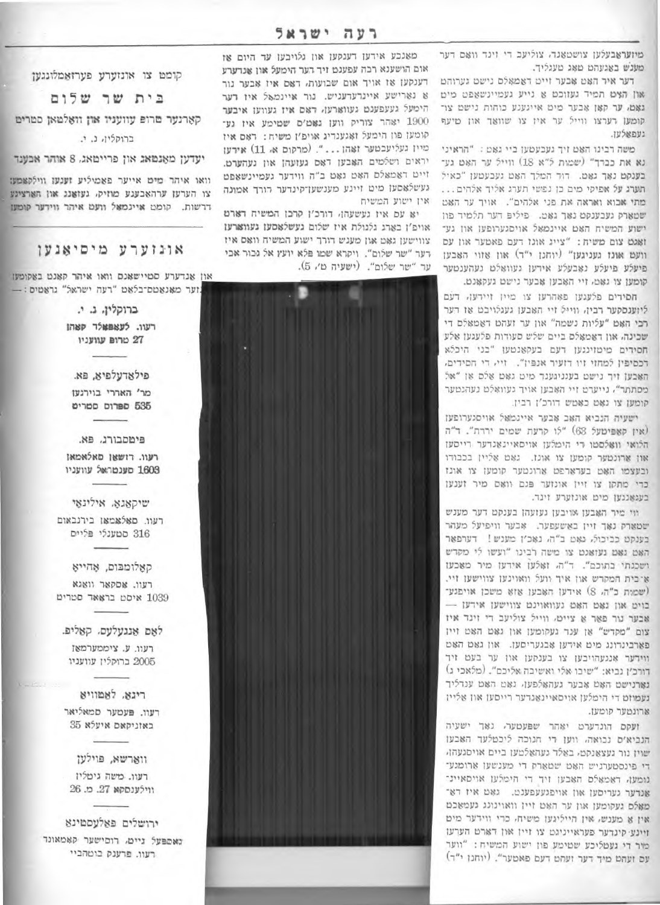מיזראבעלען צושטאנד, צוליעב די זינד וואס דער מענש באגעהט טאג טעגליך.

דער איד האט אבער זיין דאמאלס נישט גערוהט און האט תמיד געזוכט א נייע געמיינשאפט מיט גאט, ער קאן אבער מיט אייגענע כוחות נישט צור קומען רצרצו ווייל ער איז צו שוואך און מיעד געפאלען.

משה רבינו האט זיך געבעטען ביי גאט: "הראיני נא את כבדך" (שמות ל"א 18) ווייל ער האט גע־בענקט נאך גאט. דוד המלך האט געבעטען "כאיל תערג על אפיקי מים כן נפשי תערג אליך אלהים... מתי אבוא ואראה את פני אלהים". אויך ער האט שטארק געבענקט נאך גאט. פיליפ דער תלמיד פון ישוע המשיח האט איינמאל אויסגערופען און גע־זאגט צום משיח: "ווייז אונז דעם פאטער און עס וועט אונז גענוגען" (יוחנן י"ד) און אזוי האבען פילע פילע נאבעלע אידען געוואלט נעהענטער קומען צו גאט, זיי האבען אבער נישט געקאנט.

חסידים פלעגען פאהרען צו מיין זיידען, דעם ליזענסקער רבין, ווייל זיי האבען געגלויבט אז דער רבי האט "עליות נשמה" און ער זעהט דאמאלס די שכינה, און דאמאלס ביים שלש סעודות פלעגען אלע חסידים מיטזינגען דעם בעקאנטען "בני היכלא דכסיפין למחזי זיו דזעיר אנפין". זיי, די חסידים, האבען זיך נישט בעגניגענד מיט גאט אלס אן "אל מסתתר", נייערט זיי האבען אויך געוואלט נעהנטער קומען צו גאט באטש דורכ'ן רבין.

ישעיה הנביא האט אבער איינמאל אויסגערופען (אין קאפיטעל 63) "לו קרעת שמים ירדת". ד"ה הלואי וואלסטו די הימלען אויסאיינאנדער רייסען און ארונטער קומען צו אונז. גאט אליין בכבודו ובעצמו האט בעדארפט ארונטער קומען צו אונז כדי מתקן צו זיין אונזער פגם וואס מיר זענען בעגאנגען מיט אונזערע זינד.

ווי מיר האבען אויבען געזעהן בענקט דער מענש שטארק נאך זיין באשעפער. אבער וויפיעל מעהר בענקט כביכול, גאט ב"ה, נאכ'ן מענש! דערפאר האט גאט געזאגט צו משה רבינו "ועשו לי מקדש ושכנתי בתוכם". ד"ה, זאלען אידען מיר מאכען א־בית המקדש און איך וועל וואוינען צווישען זיי. (שמות כ"ה, 8) אידען האבען אזא משכן אויפגע־בויט און גאט האט געוואוינט צווישען אידען — אבער נור פאר א צייט, ווייל צוליעב די זינד איז צום "מקדש" אן ענד געקומען און גאט האט זיין פארבינדונג מיט אידען אבגעריסען. און גאט האט ווידער אננעהויבען צו בענקען און ער בעט זיך דורכ'ן נביא: "שובו אלי ואשובה אליכם". (מלאכי ג) נארנישט האט אבער געהאלפען, גאט האט ענדליך געמוזט די הימלען אויסאיינאנדער רייסען און אליין ארונטער קומען.

זעקס הונדערט יאהר שפעטער, נאך ישעיה הנביא'ס נבואה, ווען די חנוכה ליכטלעך האבען שוין נור געצאנקט, באלד נעהאלטען ביים אויסגעהן, די פינסטערניש האט שטארק די מענשען ארומגע־נומען, דאמאלס האבען זיך די הימלען אויסאיינ־אנדער געריסען און אויפגעעפענט. גאט איז דא־מאלס געקומען און ער האט זיין וואוינונג געמאכט אין א מענש, אין הייליגען משיח, כדי ווידער מיט זיינע קינדער פעראייניגט צו זיין און דארט הערען מיר די געטליכע שטימע פון ישוע המשיח: "וועד עס זעהט מיך דער זעהט דעם פאטער". (יוחנן י"ד)

מאנכע אידען דענקען און גלויבען עד היום אז אום הושענא רבה עפענט זיך דער הימעל און אנדערע דענקען אז אויך אום שבועות, דאס איז אבער נור א נארישע איינרעדעניש. נור איינמאל איז דער הימעל געעפענט געווארען, דאס איז געווען איבער 1900 יאהר צוריק ווען גאט'ס שטימע איז גע־קומען פון הימעל זאגענדיג אויפ'ן משיח: "דאס איז מיין געליעבטער זוהן...". (מרקוס א, 11) אידען יראים ושלמים האבען דאס געזעהן און געהערט. זייט דאמאלס האט גאט ב"ה ווידער געמיינשאפט געשלאסען מיט זיינע מענשען־קינדער דורך אמונה אין ישוע המשיח.

יא עס איז געשעהן, דורכ'ן קרבן המשיח דארט אויפ'ן בארג גלגולת איז שלום געשלאסען געווארען צווישען גאט און מענש דורך ישוע המשיח וואס איז דער "שר שלום". ויקרא שמו פלא יועץ אל גבור אבי עד "שר שלום". (ישעיה ט', 5).

---

קומט צו אונזערע פערזאמלונגען

# בית שר שלום

קארנער טרופ עוועניו און וואלטאן סטריט

ברוקלין, נ. י.

**יעדען מאנטאג און פרייטאג, 8 אוהר אבענד**

וואו איהר מיט אייער פאמיליע זענען ווילקאמען צו הערען ערהאבענע מוזיק, געזאנג און הארציגע דרשות. קומט איינמאל וועט איהר ווידער קומען

---

## אונזערע מיסיאנען

און אנדערע סטיישאנס וואו איהר קאנט באקומען דער מאנאטס־בלאט "רעה ישראל" גראטיס: —

**ברוקלין, נ. י.**
רעוו. לעאפאלד קאהן
27 טרופ עוועניו

**פילאדעלפיא, פא.**
מר' הארי בוירנען
535 ספרוס סטריט

**פיטסבורג, פא.**
רעוו. דזשאן סאלאמאן
1603 סענטראל עוועניו

**שיקאגא, אילינאי**
רעוו. סאלאמאן בירנבאום
316 סטעגלי פלייס

**קאלומבוס, אהייא**
רעוו. אסקאר וואגא
1039 איסט בראאד סטריט

**לאס אנגעלעס, קאליפ.**
רעוו. ע. צימערמאן
2005 ברוקלין עוועניו

**ריגא, לאטוויא**
רעוו. פעטער סמאליאר
באזניקאס איעלא 35

**ווארשא, פוילען**
רעוו. משה גיטלין
ווילענסקא 27, מ. 26

**ירושלים פאלעסטינא**
נאספעל זיים, רוסישער קאמפאונד
רעוו. פרענק בוטהביי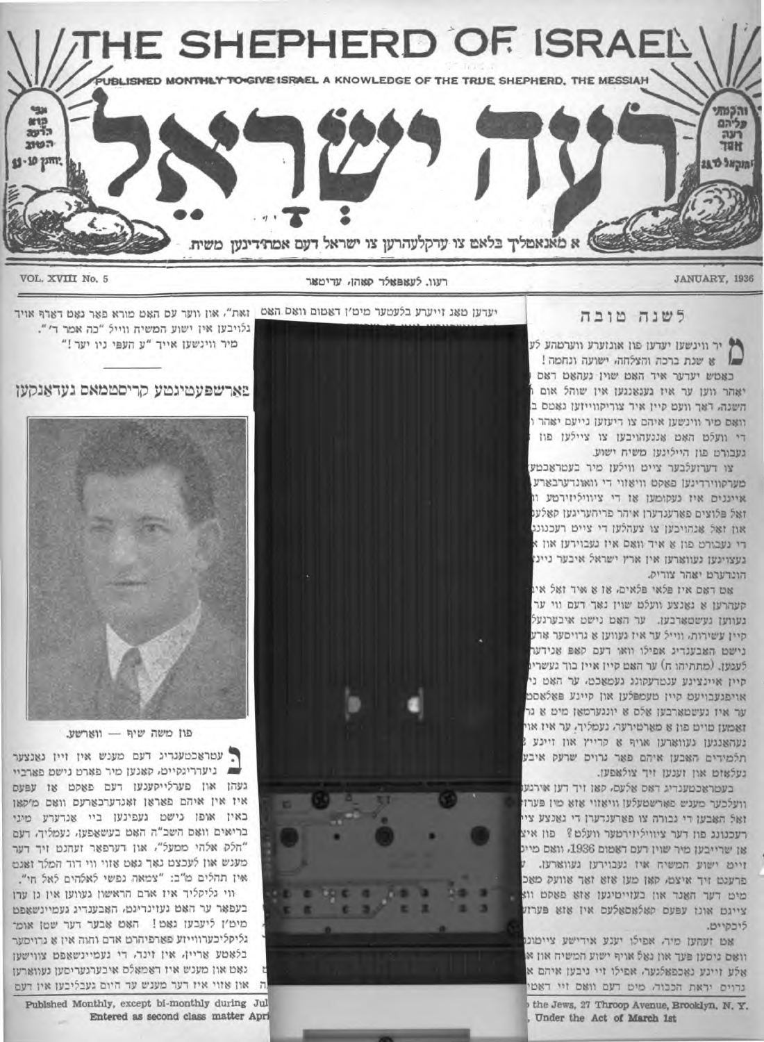# THE SHEPHERD OF ISRAEL

PUBLISHED MONTHLY TO GIVE ISRAEL A KNOWLEDGE OF THE TRUE SHEPHERD, THE MESSIAH

# רעה ישראל

א מאנאטליך בלאט צו ערקלערען צו ישראל דעם אמת'דיגען משיח.

רעוו. לעאפאלד קאהן, עדיטאר

## לשנה טובה

מיר ווינשען יעדען פון אונזערע ווערטהע לע... א שנת ברכה והצלחה, ישועה ונחמה!

כאטש יעדער איד האט שוין געהאט דאס ... יאהר ווען ער איז געגאנגען אין שוהל אום ... השנה, דאך וועט קיין איד צוריקווייזען גאטס ב... וואס מיר ווינשען איהם צו דיזען נייעם יאהר ... די וועלט האט אנגעהויבען צו ציילען פון ... געבורט פון הייליגען משיח ישוע.

צו דערזעלבער צייט ווילען מיר בעטראכטע... מערקווירדיגען פאקט וויאזוי די וואונדערבאר... איינציגע איז געקומען אז די ציוויליזירטע ו... זאל פלוצים פארענדערן איהר פריהעריגען קאלע... און זאל אנהויבען צו צעהלען די צייט רעכנונג... די געבורט פון א איד וואס איז געבוירען און א... געצויגען געווארען אין ארץ ישראל איבער ניינ... הונדערט יאהר צוריק.

אט דאס איז פלאי פלאים, אז א איד זאל אי... קעהרען א גאנצע וועלט שוין נאך דעם ווי ער געווען געשטארבען. ער האט נישט איבערגעל... קיין עשירות, ווייל ער איז געווען א גרויסער ארע... נישט האבענדיג אפילו וואו דעם קאפ אנידער... לעגען. (מתתיהו ח) ער האט קיין אין בוך געשרי... קיין איינציגע ענטדעקונג געמאכט, ער האט ני... אויפגעבויעט קיין טעמפלען און קיינע פאלאסט... ער איז געשטארבען אלס א יונגערמאן מיט א גר... זאמען טויט פון א מארטירער, נעמליך, ער איז אוי... געהאנגען געווארען אויף א קרייץ און זיינע ... תלמידים האבען איהם פאר גרויס שרעק איבע... געלאזט און זענען זיך צולאפען.

בעטראכטענדיג דאס אלעס, קאן זיך דען אירגענ... וועלכער מענש פארשטעלען וויאזוי אזא מין פערז... זאל האבען די גבורה צו פארענדערן די גאנצע צייט רעכנונג פון דער ציוויליזירטער וועלט? פון איצ... אז שרייבען מיר שוין דעם דאטום 1936, וואס מיינ... זייט ישוע המשיח איז געבוירען געווארען. ... פרעגט זיך איצט, קאן מען אזא זאך אזוי מאכ... מיט דער האנד און בעזייטיגען אזא פאקט וו... צייגט אונז עפעס קאלאסאלעס און אזא פערז... ליכקייט.

אט זעהען מיר, אפילו יענע אידישע צייטונ... וואס גיסען פעך און נאל אויף ישוע המשיח און א... אלע זיינע נאכפאלגער, אפילו זיי גיבען איהם א... גרויס יראת הכבוד, מיט דעם וואס זיי דאטי...

יעדען טאג זייערע בלעטער מיט'ן דאטום וואס האט ...

זאת", און ווער עס האט מורא פאר גאט דארף אויך גלויבען אין ישוע המשיח ווייל "כה אמר ד'". מיר ווינשען אייך "ע העפי ניו יער!"

## פארשפעטיגטע קריסטמאס געדאנקען

פון משה שיף — ווארשע.

בעטראכטענדיג דעם מענש אין זיין גאנצער ניעדערינקייט, קאנען מיר פארט נישט פארביי געהן און פערלייקענען דעם פאקט אז עפעס איז אין איהם פאראן זאנדערבארעס וואס מ'קאן באין אופן נישט געפינען ביי אנדערע מיני בריאות וואס השב"ה האט בעשאפען, נעמליך, דעם "חלק אלהי ממעל", און דערפאר זעהנט זיך דער מענש אין לעבעט נאך גאט אזוי ווי דוד המלך זאגט אין תהלים מ"ב: "צמאה נפשי לאלהים לאל חי". ווי גליקליך איז אדם הראשון געווען אין גן עדן בעפאר ער האט געזינדיגט, האבענדיג געמיינשאפט מיט'ן ליעבען גאט! האט אבער דער שטן אומ־גליקליכערווייזע פארפיהרט אדם וחוה אין א גרויסער בלאטע אריין, אין זינד, די געמיינשאפט צווישען גאט און מענש איז דאמאלס איבערגעריסען געווארען און אזוי איז דער מענש עד היום געבליבען אין דעם

Published Monthly, except bi-monthly during Jul... the Jews, 27 Throop Avenue, Brooklyn, N. Y.
Entered as second class matter Apri... , Under the Act of March 1st